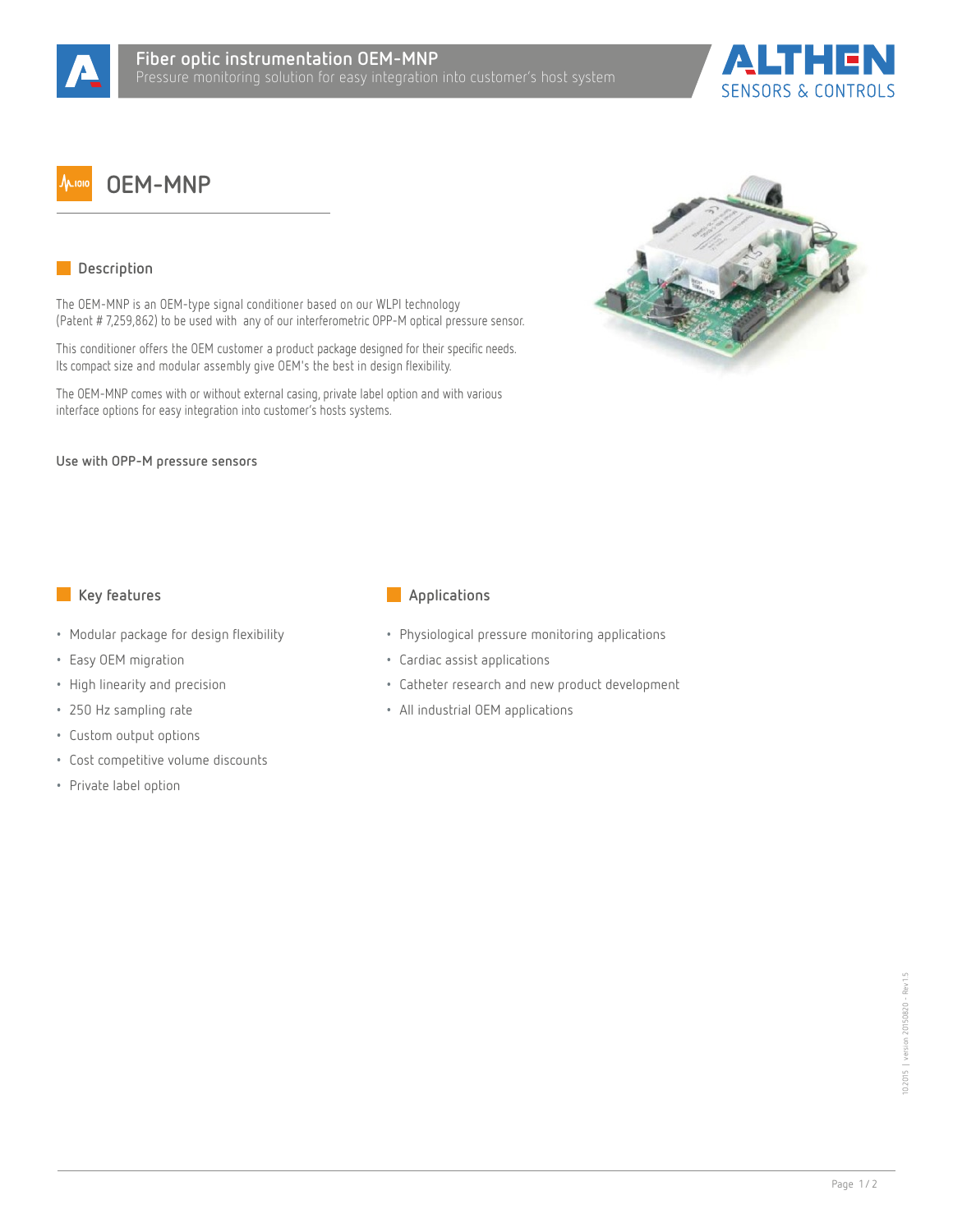# Fiber optic instrumentation OEM-MNP

Pressure monitoring solution for easy integration into customer's host system

## OEM-MNP

### Description

The OEM-MNP is an OEM-type signal conditioner based on our WLPI technology (Patent # 7,259,862) to be used with any of our interferometric OPP-M optical pressure sensor.

This conditioner offers the OEM customer a product package designed for their specific needs. Its compact size and modular assembly give OEM's the best in design flexibility.

The OEM-MNP comes with or without external casing, private label option and with various interface options for easy integration into customer's hosts systems.

**Use with OPP-M pressure sensors**

### Key features

- Modular package for design flexibility
- Easy OEM migration
- High linearity and precision
- 250 Hz sampling rate
- Custom output options
- Cost competitive volume discounts
- Private label option

### Applications

- Physiological pressure monitoring applications
- Cardiac assist applications
- Catheter research and new product development
- All industrial OEM applications

10.2015 | version 20150820 - Rev 1.5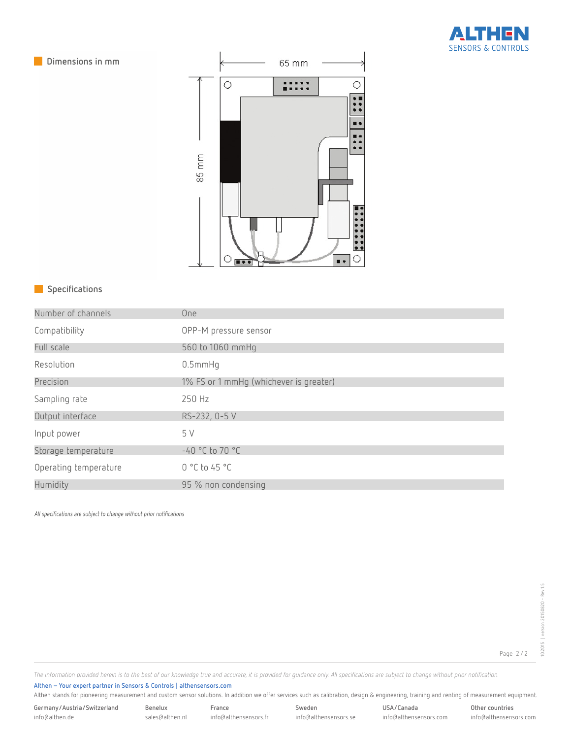## Dimensions in mm

65 mm

85 mm

## Specifications

| | |
|---|---|
| Number of channels | One |
| Compatibility | OPP-M pressure sensor |
| Full scale | 560 to 1060 mmHg |
| Resolution | 0.5mmHg |
| Precision | 1% FS or 1 mmHg (whichever is greater) |
| Sampling rate | 250 Hz |
| Output interface | RS-232, 0-5 V |
| Input power | 5 V |
| Storage temperature | -40 °C to 70 °C |
| Operating temperature | 0 °C to 45 °C |
| Humidity | 95 % non condensing |

*All specifications are subject to change without prior notifications*

*The information provided herein is to the best of our knowledge true and accurate, it is provided for guidance only. All specifications are subject to change without prior notification.*

**Althen – Your expert partner in Sensors & Controls | althensensors.com**

Althen stands for pioneering measurement and custom sensor solutions. In addition we offer services such as calibration, design & engineering, training and renting of measurement equipment.

| Germany/Austria/Switzerland | Benelux | France | Sweden | USA/Canada | Other countries |
|---|---|---|---|---|---|
| info@althen.de | sales@althen.nl | info@althensensors.fr | info@althensensors.se | info@althensensors.com | info@althensensors.com |